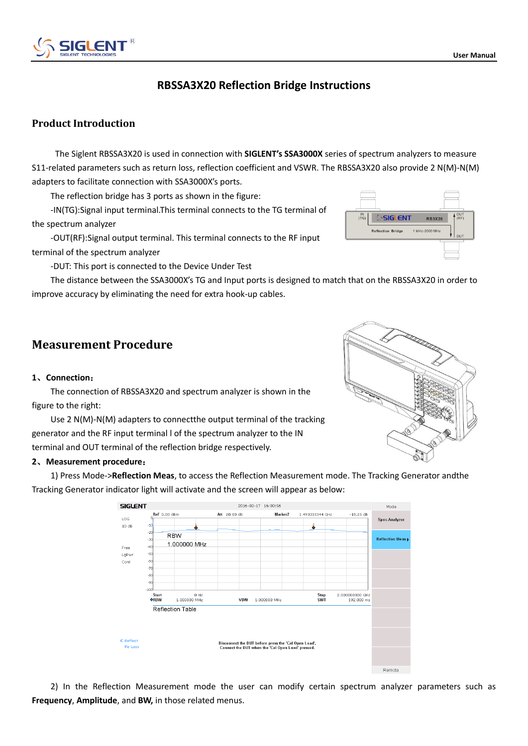# RBSSA3X20 Reflection Bridge Instructions

## Product Introduction

The Siglent RBSSA3X20 is used in connection with **SIGLENT's SSA3000X** series of spectrum analyzers to measure S11-related parameters such as return loss, reflection coefficient and VSWR. The RBSSA3X20 also provide 2 N(M)-N(M) adapters to facilitate connection with SSA3000X's ports.

The reflection bridge has 3 ports as shown in the figure:

-IN(TG):Signal input terminal.This terminal connects to the TG terminal of the spectrum analyzer

-OUT(RF):Signal output terminal. This terminal connects to the RF input terminal of the spectrum analyzer

-DUT: This port is connected to the Device Under Test

The distance between the SSA3000X's TG and Input ports is designed to match that on the RBSSA3X20 in order to improve accuracy by eliminating the need for extra hook-up cables.

## Measurement Procedure

**1、Connection：**

The connection of RBSSA3X20 and spectrum analyzer is shown in the figure to the right:

Use 2 N(M)-N(M) adapters to connectthe output terminal of the tracking generator and the RF input terminal l of the spectrum analyzer to the IN terminal and OUT terminal of the reflection bridge respectively.

**2、Measurement procedure：**

1) Press Mode->**Reflection Meas**, to access the Reflection Measurement mode. The Tracking Generator andthe Tracking Generator indicator light will activate and the screen will appear as below:

2) In the Reflection Measurement mode the user can modify certain spectrum analyzer parameters such as **Frequency**, **Amplitude**, and **BW,** in those related menus.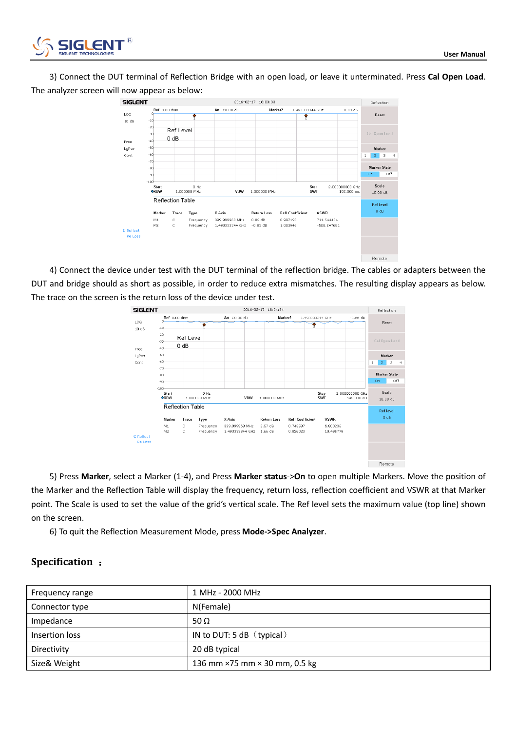3) Connect the DUT terminal of Reflection Bridge with an open load, or leave it unterminated. Press **Cal Open Load**. The analyzer screen will now appear as below:

SIGLENT
2016-02-17 16:03:33
Reflection
Ref 0.00 dBm
Att 20.00 dB
Marker2 1.493333344 GHz 0.03 dB
LOG
10 dB
Ref Level
0 dB
Freq
LgPwr
Cont
Start 0 Hz
RBW 1.000000 MHz
VBW 1.000000 MHz
Stop 2.000000000 GHz
SWT 192.000 ms
Reflection Table
Marker Trace Type X Axis Return Loss Refl Coefficient VSWR
M1 C Frequency 399.999968 MHz 0.02 dB 0.997193 711.544434
M2 C Frequency 1.493333344 GHz -0.03 dB 1.003943 -508.247681
C Reflect
Re Loss
Reset
Cal Open Load
Marker
1 2 3 4
Marker State
On Off
Scale
10.00 dB
Ref level
0 dB
Remote

4) Connect the device under test with the DUT terminal of the reflection bridge. The cables or adapters between the DUT and bridge should as short as possible, in order to reduce extra mismatches. The resulting display appears as below. The trace on the screen is the return loss of the device under test.

SIGLENT
2016-02-17 16:04:34
Reflection
Ref 0.00 dBm
Att 20.00 dB
Marker2 1.493333344 GHz -1.66 dB
LOG
10 dB
Ref Level
0 dB
Freq
LgPwr
Cont
Start 0 Hz
RBW 1.000000 MHz
VBW 1.000000 MHz
Stop 2.000000000 GHz
SWT 192.000 ms
Reflection Table
Marker Trace Type X Axis Return Loss Refl Coefficient VSWR
M1 C Frequency 399.999968 MHz 2.57 dB 0.743597 6.800235
M2 C Frequency 1.493333344 GHz 1.66 dB 0.826023 10.495779
C Reflect
Re Loss
Reset
Cal Open Load
Marker
1 2 3 4
Marker State
On Off
Scale
10.00 dB
Ref level
0 dB
Remote

5) Press **Marker**, select a Marker (1-4), and Press **Marker status**->**On** to open multiple Markers. Move the position of the Marker and the Reflection Table will display the frequency, return loss, reflection coefficient and VSWR at that Marker point. The Scale is used to set the value of the grid's vertical scale. The Ref level sets the maximum value (top line) shown on the screen.

6) To quit the Reflection Measurement Mode, press **Mode->Spec Analyzer**.

## Specification ：

| | |
|---|---|
| Frequency range | 1 MHz - 2000 MHz |
| Connector type | N(Female) |
| Impedance | 50 Ω |
| Insertion loss | IN to DUT: 5 dB （typical） |
| Directivity | 20 dB typical |
| Size& Weight | 136 mm ×75 mm × 30 mm, 0.5 kg |